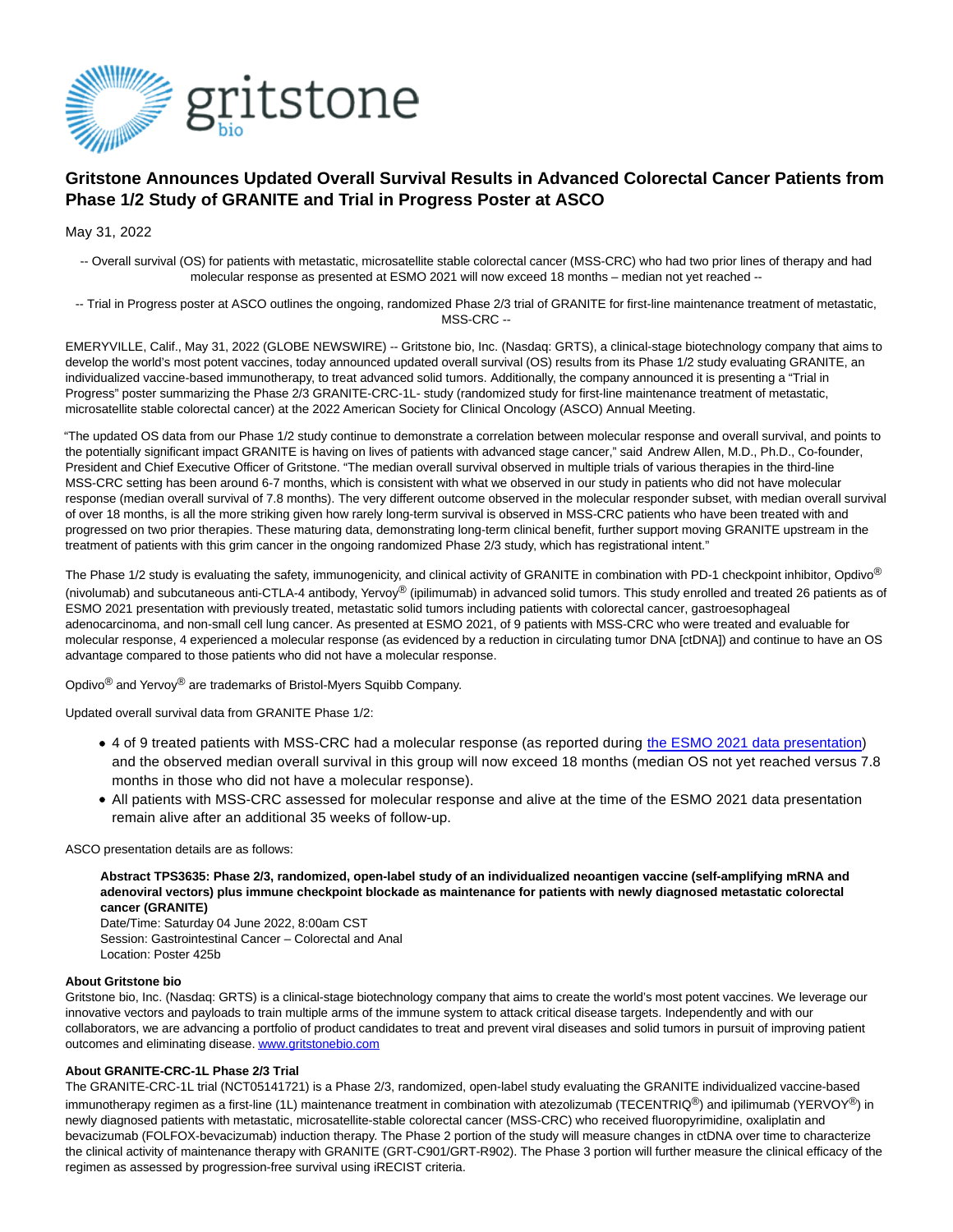# Gritstone Announces Updated Overall Survival Results in Advanced Colorectal Cancer Patients from Phase 1/2 Study of GRANITE and Trial in Progress Poster at ASCO

May 31, 2022

-- Overall survival (OS) for patients with metastatic, microsatellite stable colorectal cancer (MSS-CRC) who had two prior lines of therapy and had molecular response as presented at ESMO 2021 will now exceed 18 months – median not yet reached --

-- Trial in Progress poster at ASCO outlines the ongoing, randomized Phase 2/3 trial of GRANITE for first-line maintenance treatment of metastatic, MSS-CRC --

EMERYVILLE, Calif., May 31, 2022 (GLOBE NEWSWIRE) -- Gritstone bio, Inc. (Nasdaq: GRTS), a clinical-stage biotechnology company that aims to develop the world's most potent vaccines, today announced updated overall survival (OS) results from its Phase 1/2 study evaluating GRANITE, an individualized vaccine-based immunotherapy, to treat advanced solid tumors. Additionally, the company announced it is presenting a "Trial in Progress" poster summarizing the Phase 2/3 GRANITE-CRC-1L- study (randomized study for first-line maintenance treatment of metastatic, microsatellite stable colorectal cancer) at the 2022 American Society for Clinical Oncology (ASCO) Annual Meeting.

"The updated OS data from our Phase 1/2 study continue to demonstrate a correlation between molecular response and overall survival, and points to the potentially significant impact GRANITE is having on lives of patients with advanced stage cancer," said Andrew Allen, M.D., Ph.D., Co-founder, President and Chief Executive Officer of Gritstone. "The median overall survival observed in multiple trials of various therapies in the third-line MSS-CRC setting has been around 6-7 months, which is consistent with what we observed in our study in patients who did not have molecular response (median overall survival of 7.8 months). The very different outcome observed in the molecular responder subset, with median overall survival of over 18 months, is all the more striking given how rarely long-term survival is observed in MSS-CRC patients who have been treated with and progressed on two prior therapies. These maturing data, demonstrating long-term clinical benefit, further support moving GRANITE upstream in the treatment of patients with this grim cancer in the ongoing randomized Phase 2/3 study, which has registrational intent."

The Phase 1/2 study is evaluating the safety, immunogenicity, and clinical activity of GRANITE in combination with PD-1 checkpoint inhibitor, Opdivo® (nivolumab) and subcutaneous anti-CTLA-4 antibody, Yervoy® (ipilimumab) in advanced solid tumors. This study enrolled and treated 26 patients as of ESMO 2021 presentation with previously treated, metastatic solid tumors including patients with colorectal cancer, gastroesophageal adenocarcinoma, and non-small cell lung cancer. As presented at ESMO 2021, of 9 patients with MSS-CRC who were treated and evaluable for molecular response, 4 experienced a molecular response (as evidenced by a reduction in circulating tumor DNA [ctDNA]) and continue to have an OS advantage compared to those patients who did not have a molecular response.

Opdivo® and Yervoy® are trademarks of Bristol-Myers Squibb Company.

Updated overall survival data from GRANITE Phase 1/2:

- 4 of 9 treated patients with MSS-CRC had a molecular response (as reported during [the ESMO 2021 data presentation](#)) and the observed median overall survival in this group will now exceed 18 months (median OS not yet reached versus 7.8 months in those who did not have a molecular response).
- All patients with MSS-CRC assessed for molecular response and alive at the time of the ESMO 2021 data presentation remain alive after an additional 35 weeks of follow-up.

ASCO presentation details are as follows:

**Abstract TPS3635: Phase 2/3, randomized, open-label study of an individualized neoantigen vaccine (self-amplifying mRNA and adenoviral vectors) plus immune checkpoint blockade as maintenance for patients with newly diagnosed metastatic colorectal cancer (GRANITE)**
Date/Time: Saturday 04 June 2022, 8:00am CST
Session: Gastrointestinal Cancer – Colorectal and Anal
Location: Poster 425b

**About Gritstone bio**
Gritstone bio, Inc. (Nasdaq: GRTS) is a clinical-stage biotechnology company that aims to create the world's most potent vaccines. We leverage our innovative vectors and payloads to train multiple arms of the immune system to attack critical disease targets. Independently and with our collaborators, we are advancing a portfolio of product candidates to treat and prevent viral diseases and solid tumors in pursuit of improving patient outcomes and eliminating disease. www.gritstonebio.com

**About GRANITE-CRC-1L Phase 2/3 Trial**
The GRANITE-CRC-1L trial (NCT05141721) is a Phase 2/3, randomized, open-label study evaluating the GRANITE individualized vaccine-based immunotherapy regimen as a first-line (1L) maintenance treatment in combination with atezolizumab (TECENTRIQ®) and ipilimumab (YERVOY®) in newly diagnosed patients with metastatic, microsatellite-stable colorectal cancer (MSS-CRC) who received fluoropyrimidine, oxaliplatin and bevacizumab (FOLFOX-bevacizumab) induction therapy. The Phase 2 portion of the study will measure changes in ctDNA over time to characterize the clinical activity of maintenance therapy with GRANITE (GRT-C901/GRT-R902). The Phase 3 portion will further measure the clinical efficacy of the regimen as assessed by progression-free survival using iRECIST criteria.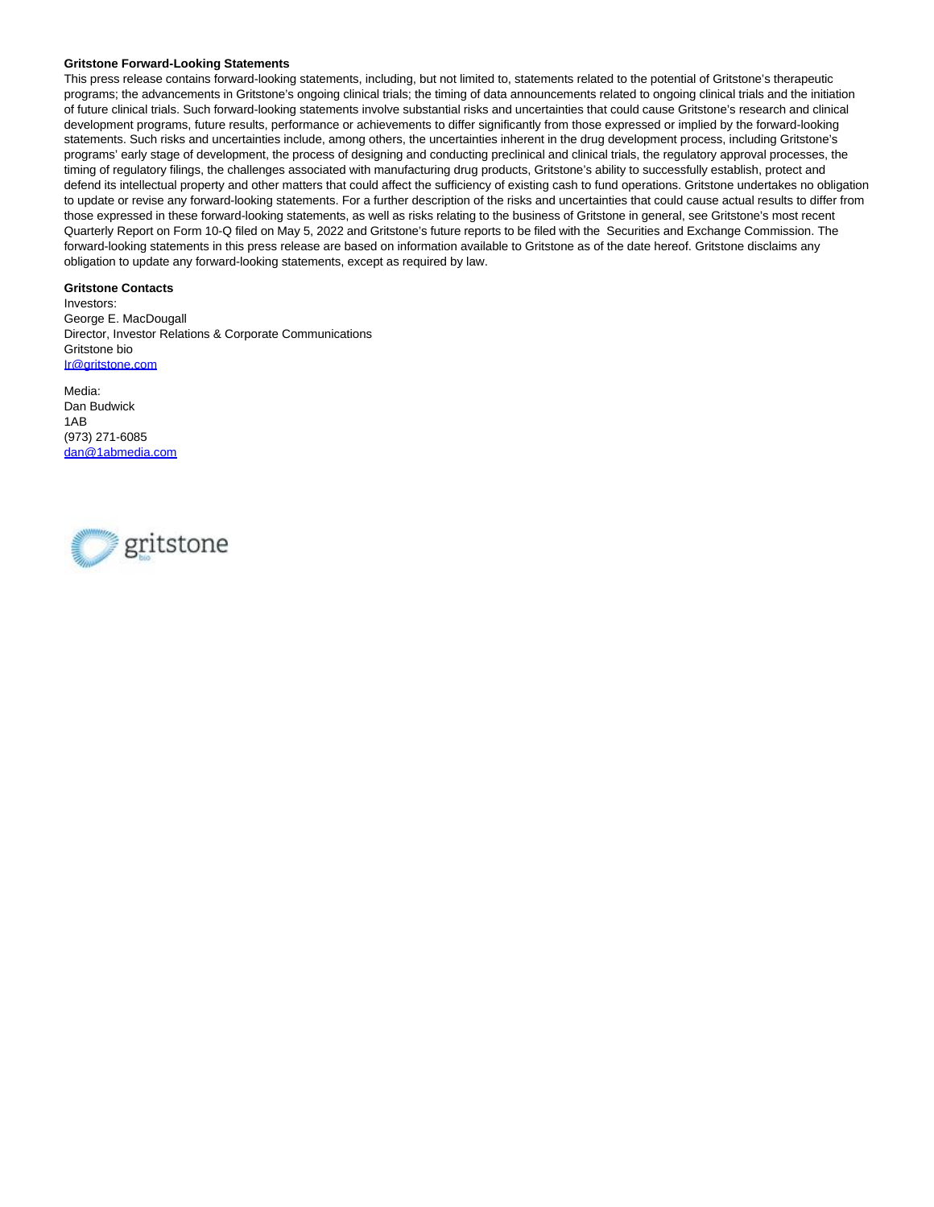**Gritstone Forward-Looking Statements**

This press release contains forward-looking statements, including, but not limited to, statements related to the potential of Gritstone's therapeutic programs; the advancements in Gritstone's ongoing clinical trials; the timing of data announcements related to ongoing clinical trials and the initiation of future clinical trials. Such forward-looking statements involve substantial risks and uncertainties that could cause Gritstone's research and clinical development programs, future results, performance or achievements to differ significantly from those expressed or implied by the forward-looking statements. Such risks and uncertainties include, among others, the uncertainties inherent in the drug development process, including Gritstone's programs' early stage of development, the process of designing and conducting preclinical and clinical trials, the regulatory approval processes, the timing of regulatory filings, the challenges associated with manufacturing drug products, Gritstone's ability to successfully establish, protect and defend its intellectual property and other matters that could affect the sufficiency of existing cash to fund operations. Gritstone undertakes no obligation to update or revise any forward-looking statements. For a further description of the risks and uncertainties that could cause actual results to differ from those expressed in these forward-looking statements, as well as risks relating to the business of Gritstone in general, see Gritstone's most recent Quarterly Report on Form 10-Q filed on May 5, 2022 and Gritstone's future reports to be filed with the Securities and Exchange Commission. The forward-looking statements in this press release are based on information available to Gritstone as of the date hereof. Gritstone disclaims any obligation to update any forward-looking statements, except as required by law.

**Gritstone Contacts**

Investors:
George E. MacDougall
Director, Investor Relations & Corporate Communications
Gritstone bio
Ir@gritstone.com

Media:
Dan Budwick
1AB
(973) 271-6085
dan@1abmedia.com